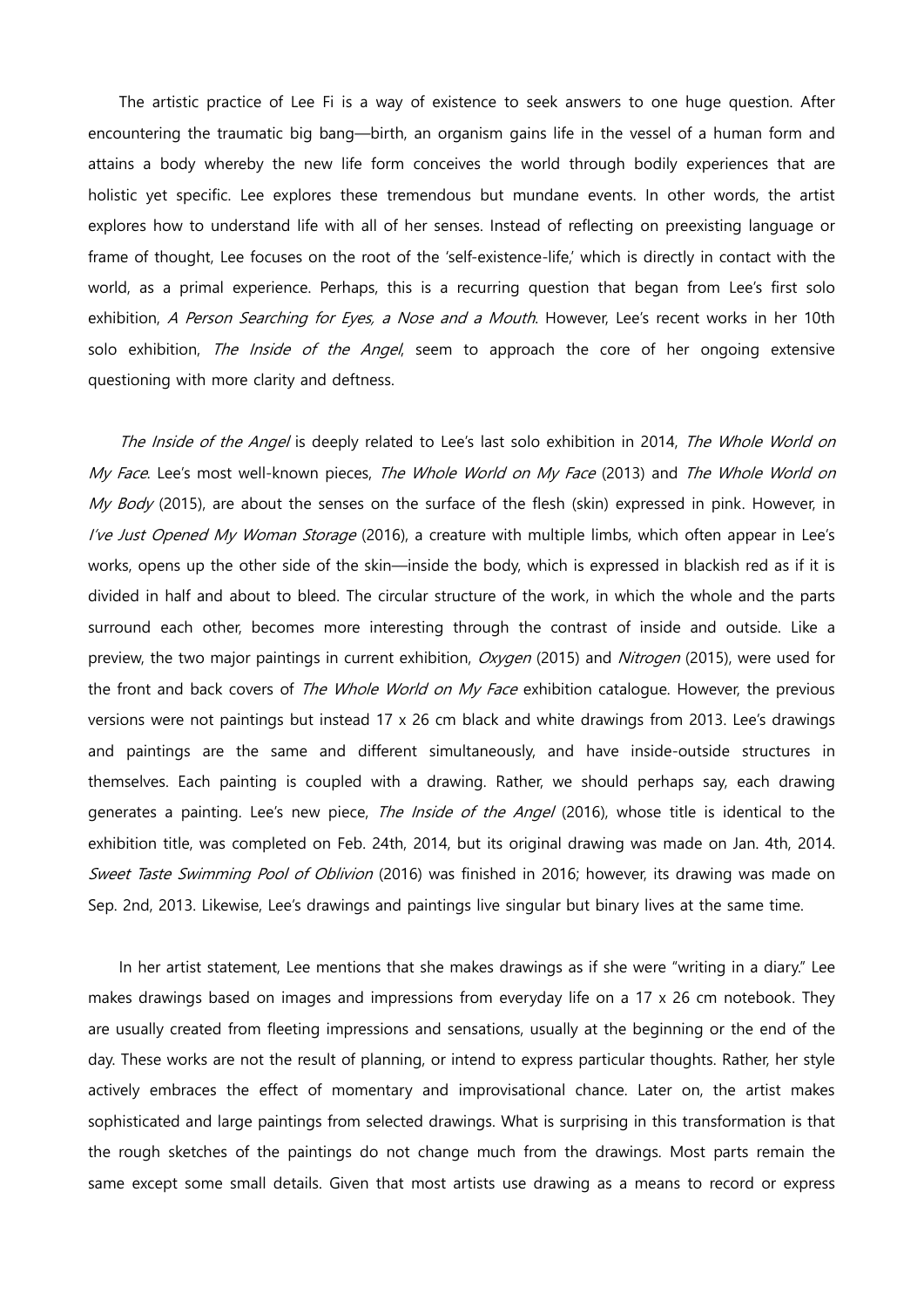The artistic practice of Lee Fi is a way of existence to seek answers to one huge question. After encountering the traumatic big bang—birth, an organism gains life in the vessel of a human form and attains a body whereby the new life form conceives the world through bodily experiences that are holistic yet specific. Lee explores these tremendous but mundane events. In other words, the artist explores how to understand life with all of her senses. Instead of reflecting on preexisting language or frame of thought, Lee focuses on the root of the 'self-existence-life,' which is directly in contact with the world, as a primal experience. Perhaps, this is a recurring question that began from Lee's first solo exhibition, *A Person Searching for Eyes, a Nose and a Mouth*. However, Lee's recent works in her 10th solo exhibition, *The Inside of the Angel*, seem to approach the core of her ongoing extensive questioning with more clarity and deftness.

*The Inside of the Angel* is deeply related to Lee's last solo exhibition in 2014, *The Whole World on My Face*. Lee's most well-known pieces, *The Whole World on My Face* (2013) and *The Whole World on My Body* (2015), are about the senses on the surface of the flesh (skin) expressed in pink. However, in *I've Just Opened My Woman Storage* (2016), a creature with multiple limbs, which often appear in Lee's works, opens up the other side of the skin—inside the body, which is expressed in blackish red as if it is divided in half and about to bleed. The circular structure of the work, in which the whole and the parts surround each other, becomes more interesting through the contrast of inside and outside. Like a preview, the two major paintings in current exhibition, *Oxygen* (2015) and *Nitrogen* (2015), were used for the front and back covers of *The Whole World on My Face* exhibition catalogue. However, the previous versions were not paintings but instead 17 x 26 cm black and white drawings from 2013. Lee's drawings and paintings are the same and different simultaneously, and have inside-outside structures in themselves. Each painting is coupled with a drawing. Rather, we should perhaps say, each drawing generates a painting. Lee's new piece, *The Inside of the Angel* (2016), whose title is identical to the exhibition title, was completed on Feb. 24th, 2014, but its original drawing was made on Jan. 4th, 2014. *Sweet Taste Swimming Pool of Oblivion* (2016) was finished in 2016; however, its drawing was made on Sep. 2nd, 2013. Likewise, Lee's drawings and paintings live singular but binary lives at the same time.

In her artist statement, Lee mentions that she makes drawings as if she were "writing in a diary." Lee makes drawings based on images and impressions from everyday life on a 17 x 26 cm notebook. They are usually created from fleeting impressions and sensations, usually at the beginning or the end of the day. These works are not the result of planning, or intend to express particular thoughts. Rather, her style actively embraces the effect of momentary and improvisational chance. Later on, the artist makes sophisticated and large paintings from selected drawings. What is surprising in this transformation is that the rough sketches of the paintings do not change much from the drawings. Most parts remain the same except some small details. Given that most artists use drawing as a means to record or express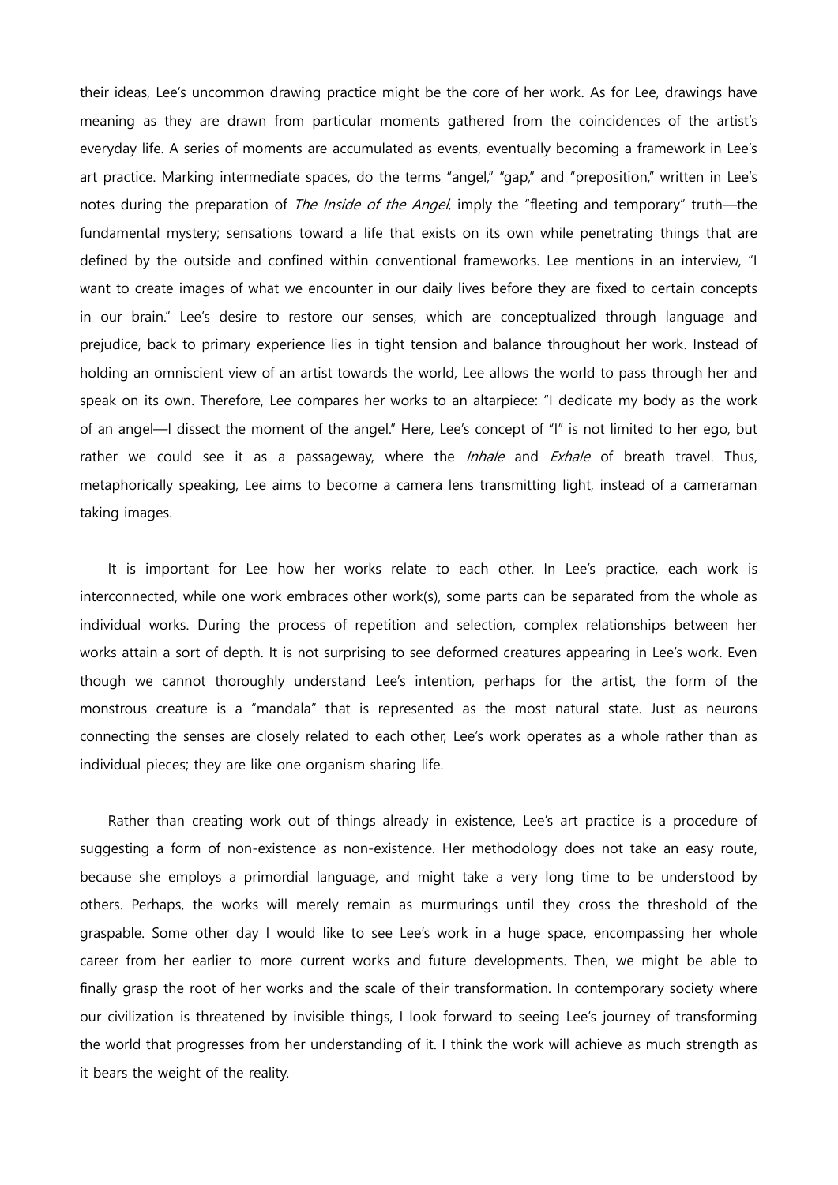their ideas, Lee's uncommon drawing practice might be the core of her work. As for Lee, drawings have meaning as they are drawn from particular moments gathered from the coincidences of the artist's everyday life. A series of moments are accumulated as events, eventually becoming a framework in Lee's art practice. Marking intermediate spaces, do the terms "angel," "gap," and "preposition," written in Lee's notes during the preparation of *The Inside of the Angel*, imply the "fleeting and temporary" truth—the fundamental mystery; sensations toward a life that exists on its own while penetrating things that are defined by the outside and confined within conventional frameworks. Lee mentions in an interview, "I want to create images of what we encounter in our daily lives before they are fixed to certain concepts in our brain." Lee's desire to restore our senses, which are conceptualized through language and prejudice, back to primary experience lies in tight tension and balance throughout her work. Instead of holding an omniscient view of an artist towards the world, Lee allows the world to pass through her and speak on its own. Therefore, Lee compares her works to an altarpiece: "I dedicate my body as the work of an angel—I dissect the moment of the angel." Here, Lee's concept of "I" is not limited to her ego, but rather we could see it as a passageway, where the *Inhale* and *Exhale* of breath travel. Thus, metaphorically speaking, Lee aims to become a camera lens transmitting light, instead of a cameraman taking images.

It is important for Lee how her works relate to each other. In Lee's practice, each work is interconnected, while one work embraces other work(s), some parts can be separated from the whole as individual works. During the process of repetition and selection, complex relationships between her works attain a sort of depth. It is not surprising to see deformed creatures appearing in Lee's work. Even though we cannot thoroughly understand Lee's intention, perhaps for the artist, the form of the monstrous creature is a "mandala" that is represented as the most natural state. Just as neurons connecting the senses are closely related to each other, Lee's work operates as a whole rather than as individual pieces; they are like one organism sharing life.

Rather than creating work out of things already in existence, Lee's art practice is a procedure of suggesting a form of non-existence as non-existence. Her methodology does not take an easy route, because she employs a primordial language, and might take a very long time to be understood by others. Perhaps, the works will merely remain as murmurings until they cross the threshold of the graspable. Some other day I would like to see Lee's work in a huge space, encompassing her whole career from her earlier to more current works and future developments. Then, we might be able to finally grasp the root of her works and the scale of their transformation. In contemporary society where our civilization is threatened by invisible things, I look forward to seeing Lee's journey of transforming the world that progresses from her understanding of it. I think the work will achieve as much strength as it bears the weight of the reality.